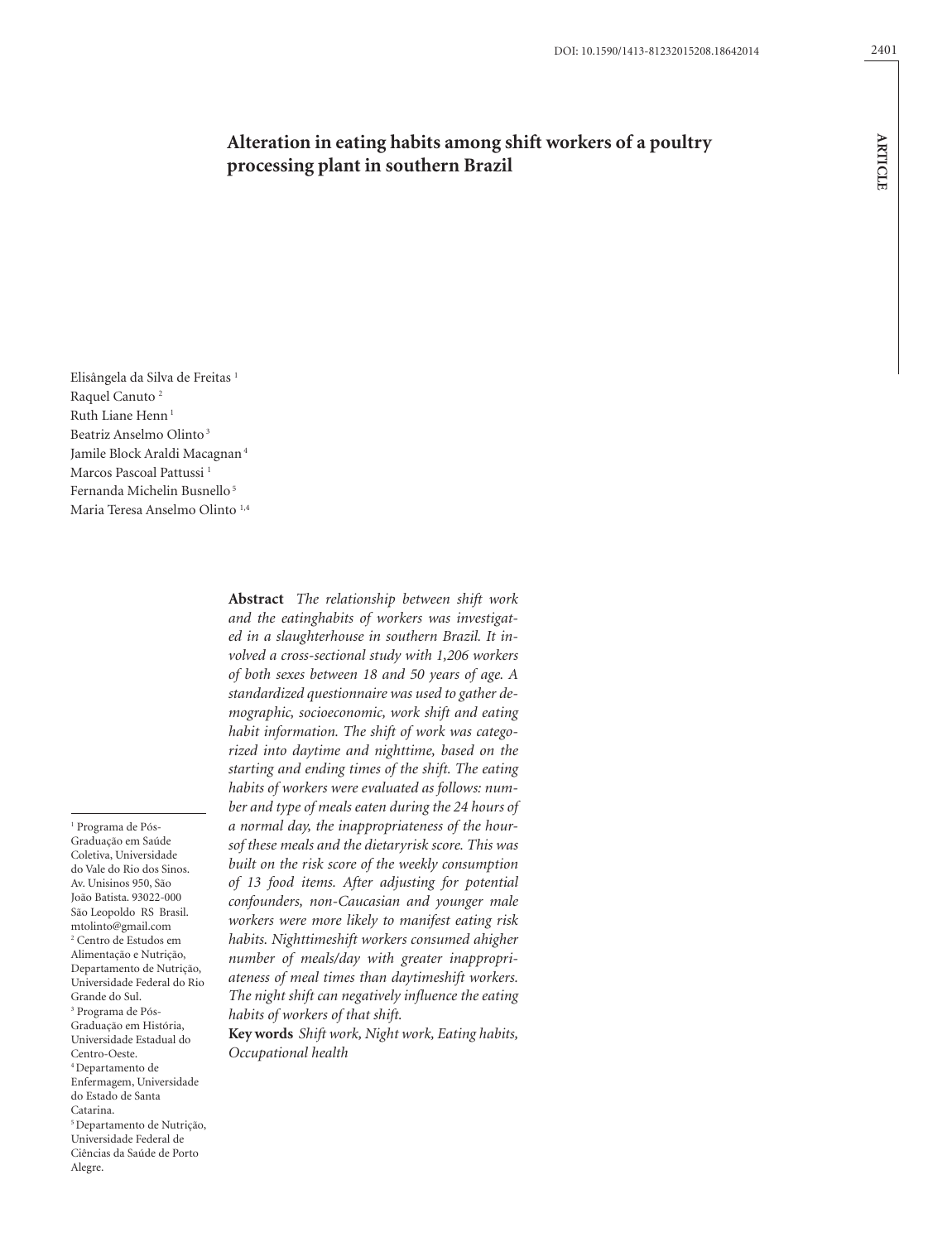# Alteration in eating habits among shift workers of a poultry processing plant in southern Brazil

Elisângela da Silva de Freitas [1]
Raquel Canuto [2]
Ruth Liane Henn [1]
Beatriz Anselmo Olinto [3]
Jamile Block Araldi Macagnan [4]
Marcos Pascoal Pattussi [1]
Fernanda Michelin Busnello [5]
Maria Teresa Anselmo Olinto [1,4]

**Abstract** *The relationship between shift work and the eatinghabits of workers was investigated in a slaughterhouse in southern Brazil. It involved a cross-sectional study with 1,206 workers of both sexes between 18 and 50 years of age. A standardized questionnaire was used to gather demographic, socioeconomic, work shift and eating habit information. The shift of work was categorized into daytime and nighttime, based on the starting and ending times of the shift. The eating habits of workers were evaluated as follows: number and type of meals eaten during the 24 hours of a normal day, the inappropriateness of the hoursof these meals and the dietaryrisk score. This was built on the risk score of the weekly consumption of 13 food items. After adjusting for potential confounders, non-Caucasian and younger male workers were more likely to manifest eating risk habits. Nighttimeshift workers consumed ahigher number of meals/day with greater inappropriateness of meal times than daytimeshift workers. The night shift can negatively influence the eating habits of workers of that shift.*

**Key words** *Shift work, Night work, Eating habits, Occupational health*

[1] Programa de Pós-Graduação em Saúde Coletiva, Universidade do Vale do Rio dos Sinos. Av. Unisinos 950, São João Batista. 93022-000 São Leopoldo RS Brasil. mtolinto@gmail.com
[2] Centro de Estudos em Alimentação e Nutrição, Departamento de Nutrição, Universidade Federal do Rio Grande do Sul.
[3] Programa de Pós-Graduação em História, Universidade Estadual do Centro-Oeste.
[4] Departamento de Enfermagem, Universidade do Estado de Santa Catarina.
[5] Departamento de Nutrição, Universidade Federal de Ciências da Saúde de Porto Alegre.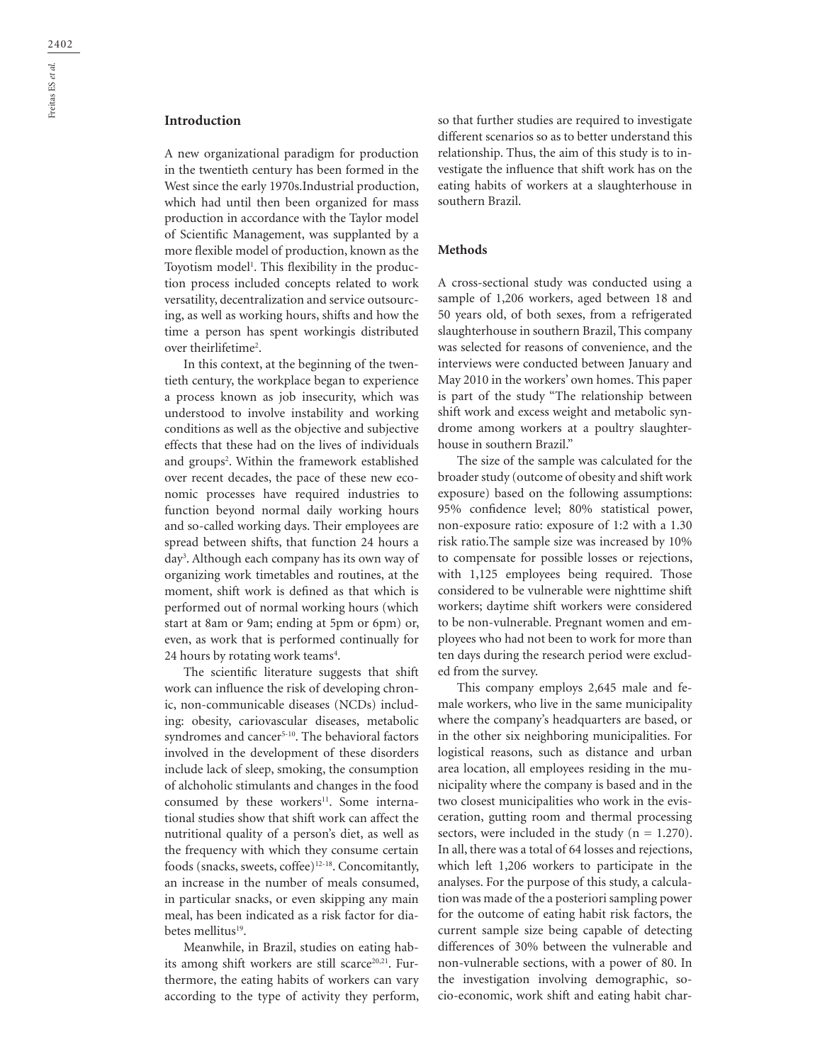## Introduction

A new organizational paradigm for production in the twentieth century has been formed in the West since the early 1970s.Industrial production, which had until then been organized for mass production in accordance with the Taylor model of Scientific Management, was supplanted by a more flexible model of production, known as the Toyotism model[1]. This flexibility in the production process included concepts related to work versatility, decentralization and service outsourcing, as well as working hours, shifts and how the time a person has spent workingis distributed over theirlifetime[2].

In this context, at the beginning of the twentieth century, the workplace began to experience a process known as job insecurity, which was understood to involve instability and working conditions as well as the objective and subjective effects that these had on the lives of individuals and groups[2]. Within the framework established over recent decades, the pace of these new economic processes have required industries to function beyond normal daily working hours and so-called working days. Their employees are spread between shifts, that function 24 hours a day[3]. Although each company has its own way of organizing work timetables and routines, at the moment, shift work is defined as that which is performed out of normal working hours (which start at 8am or 9am; ending at 5pm or 6pm) or, even, as work that is performed continually for 24 hours by rotating work teams[4].

The scientific literature suggests that shift work can influence the risk of developing chronic, non-communicable diseases (NCDs) including: obesity, cariovascular diseases, metabolic syndromes and cancer[5-10]. The behavioral factors involved in the development of these disorders include lack of sleep, smoking, the consumption of alchoholic stimulants and changes in the food consumed by these workers[11]. Some international studies show that shift work can affect the nutritional quality of a person's diet, as well as the frequency with which they consume certain foods (snacks, sweets, coffee)[12-18]. Concomitantly, an increase in the number of meals consumed, in particular snacks, or even skipping any main meal, has been indicated as a risk factor for diabetes mellitus[19].

Meanwhile, in Brazil, studies on eating habits among shift workers are still scarce[20,21]. Furthermore, the eating habits of workers can vary according to the type of activity they perform, so that further studies are required to investigate different scenarios so as to better understand this relationship. Thus, the aim of this study is to investigate the influence that shift work has on the eating habits of workers at a slaughterhouse in southern Brazil.

## Methods

A cross-sectional study was conducted using a sample of 1,206 workers, aged between 18 and 50 years old, of both sexes, from a refrigerated slaughterhouse in southern Brazil, This company was selected for reasons of convenience, and the interviews were conducted between January and May 2010 in the workers' own homes. This paper is part of the study "The relationship between shift work and excess weight and metabolic syndrome among workers at a poultry slaughterhouse in southern Brazil."

The size of the sample was calculated for the broader study (outcome of obesity and shift work exposure) based on the following assumptions: 95% confidence level; 80% statistical power, non-exposure ratio: exposure of 1:2 with a 1.30 risk ratio.The sample size was increased by 10% to compensate for possible losses or rejections, with 1,125 employees being required. Those considered to be vulnerable were nighttime shift workers; daytime shift workers were considered to be non-vulnerable. Pregnant women and employees who had not been to work for more than ten days during the research period were excluded from the survey.

This company employs 2,645 male and female workers, who live in the same municipality where the company's headquarters are based, or in the other six neighboring municipalities. For logistical reasons, such as distance and urban area location, all employees residing in the municipality where the company is based and in the two closest municipalities who work in the evisceration, gutting room and thermal processing sectors, were included in the study (n = 1.270). In all, there was a total of 64 losses and rejections, which left 1,206 workers to participate in the analyses. For the purpose of this study, a calculation was made of the a posteriori sampling power for the outcome of eating habit risk factors, the current sample size being capable of detecting differences of 30% between the vulnerable and non-vulnerable sections, with a power of 80. In the investigation involving demographic, socio-economic, work shift and eating habit char-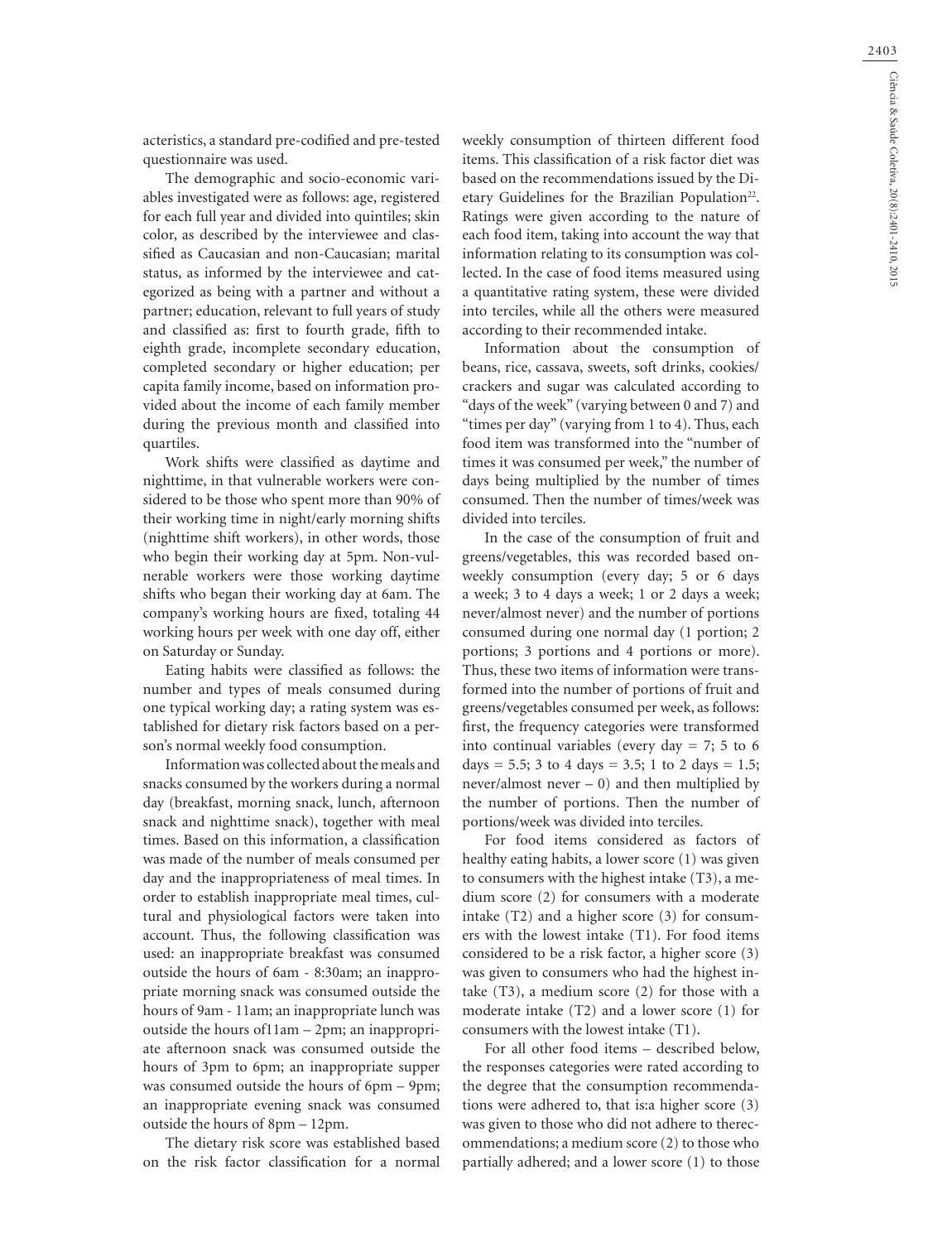acteristics, a standard pre-codified and pre-tested questionnaire was used.

The demographic and socio-economic variables investigated were as follows: age, registered for each full year and divided into quintiles; skin color, as described by the interviewee and classified as Caucasian and non-Caucasian; marital status, as informed by the interviewee and categorized as being with a partner and without a partner; education, relevant to full years of study and classified as: first to fourth grade, fifth to eighth grade, incomplete secondary education, completed secondary or higher education; per capita family income, based on information provided about the income of each family member during the previous month and classified into quartiles.

Work shifts were classified as daytime and nighttime, in that vulnerable workers were considered to be those who spent more than 90% of their working time in night/early morning shifts (nighttime shift workers), in other words, those who begin their working day at 5pm. Non-vulnerable workers were those working daytime shifts who began their working day at 6am. The company's working hours are fixed, totaling 44 working hours per week with one day off, either on Saturday or Sunday.

Eating habits were classified as follows: the number and types of meals consumed during one typical working day; a rating system was established for dietary risk factors based on a person's normal weekly food consumption.

Information was collected about the meals and snacks consumed by the workers during a normal day (breakfast, morning snack, lunch, afternoon snack and nighttime snack), together with meal times. Based on this information, a classification was made of the number of meals consumed per day and the inappropriateness of meal times. In order to establish inappropriate meal times, cultural and physiological factors were taken into account. Thus, the following classification was used: an inappropriate breakfast was consumed outside the hours of 6am - 8:30am; an inappropriate morning snack was consumed outside the hours of 9am - 11am; an inappropriate lunch was outside the hours of11am – 2pm; an inappropriate afternoon snack was consumed outside the hours of 3pm to 6pm; an inappropriate supper was consumed outside the hours of 6pm – 9pm; an inappropriate evening snack was consumed outside the hours of 8pm – 12pm.

The dietary risk score was established based on the risk factor classification for a normal weekly consumption of thirteen different food items. This classification of a risk factor diet was based on the recommendations issued by the Dietary Guidelines for the Brazilian Population[22]. Ratings were given according to the nature of each food item, taking into account the way that information relating to its consumption was collected. In the case of food items measured using a quantitative rating system, these were divided into terciles, while all the others were measured according to their recommended intake.

Information about the consumption of beans, rice, cassava, sweets, soft drinks, cookies/crackers and sugar was calculated according to "days of the week" (varying between 0 and 7) and "times per day" (varying from 1 to 4). Thus, each food item was transformed into the "number of times it was consumed per week," the number of days being multiplied by the number of times consumed. Then the number of times/week was divided into terciles.

In the case of the consumption of fruit and greens/vegetables, this was recorded based onweekly consumption (every day; 5 or 6 days a week; 3 to 4 days a week; 1 or 2 days a week; never/almost never) and the number of portions consumed during one normal day (1 portion; 2 portions; 3 portions and 4 portions or more). Thus, these two items of information were transformed into the number of portions of fruit and greens/vegetables consumed per week, as follows: first, the frequency categories were transformed into continual variables (every day = 7; 5 to 6 days = 5.5; 3 to 4 days = 3.5; 1 to 2 days = 1.5; never/almost never – 0) and then multiplied by the number of portions. Then the number of portions/week was divided into terciles.

For food items considered as factors of healthy eating habits, a lower score (1) was given to consumers with the highest intake (T3), a medium score (2) for consumers with a moderate intake (T2) and a higher score (3) for consumers with the lowest intake (T1). For food items considered to be a risk factor, a higher score (3) was given to consumers who had the highest intake (T3), a medium score (2) for those with a moderate intake (T2) and a lower score (1) for consumers with the lowest intake (T1).

For all other food items – described below, the responses categories were rated according to the degree that the consumption recommendations were adhered to, that is:a higher score (3) was given to those who did not adhere to therecommendations; a medium score (2) to those who partially adhered; and a lower score (1) to those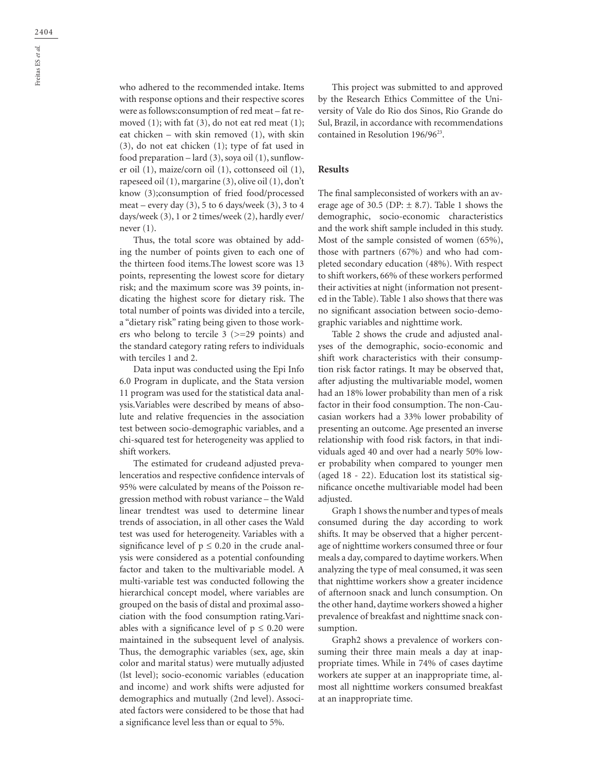who adhered to the recommended intake. Items with response options and their respective scores were as follows:consumption of red meat – fat removed (1); with fat (3), do not eat red meat (1); eat chicken – with skin removed (1), with skin (3), do not eat chicken (1); type of fat used in food preparation – lard (3), soya oil (1), sunflower oil (1), maize/corn oil (1), cottonseed oil (1), rapeseed oil (1), margarine (3), olive oil (1), don't know (3);consumption of fried food/processed meat – every day (3), 5 to 6 days/week (3), 3 to 4 days/week (3), 1 or 2 times/week (2), hardly ever/ never (1).

Thus, the total score was obtained by adding the number of points given to each one of the thirteen food items.The lowest score was 13 points, representing the lowest score for dietary risk; and the maximum score was 39 points, indicating the highest score for dietary risk. The total number of points was divided into a tercile, a "dietary risk" rating being given to those workers who belong to tercile 3 (>=29 points) and the standard category rating refers to individuals with terciles 1 and 2.

Data input was conducted using the Epi Info 6.0 Program in duplicate, and the Stata version 11 program was used for the statistical data analysis.Variables were described by means of absolute and relative frequencies in the association test between socio-demographic variables, and a chi-squared test for heterogeneity was applied to shift workers.

The estimated for crudeand adjusted prevalenceratios and respective confidence intervals of 95% were calculated by means of the Poisson regression method with robust variance – the Wald linear trendtest was used to determine linear trends of association, in all other cases the Wald test was used for heterogeneity. Variables with a significance level of $p \leq 0.20$ in the crude analysis were considered as a potential confounding factor and taken to the multivariable model. A multi-variable test was conducted following the hierarchical concept model, where variables are grouped on the basis of distal and proximal association with the food consumption rating.Variables with a significance level of $p \leq 0.20$ were maintained in the subsequent level of analysis. Thus, the demographic variables (sex, age, skin color and marital status) were mutually adjusted (lst level); socio-economic variables (education and income) and work shifts were adjusted for demographics and mutually (2nd level). Associated factors were considered to be those that had a significance level less than or equal to 5%.

This project was submitted to and approved by the Research Ethics Committee of the University of Vale do Rio dos Sinos, Rio Grande do Sul, Brazil, in accordance with recommendations contained in Resolution 196/96[23].

## Results

The final sampleconsisted of workers with an average age of 30.5 (DP: ± 8.7). Table 1 shows the demographic, socio-economic characteristics and the work shift sample included in this study. Most of the sample consisted of women (65%), those with partners (67%) and who had completed secondary education (48%). With respect to shift workers, 66% of these workers performed their activities at night (information not presented in the Table). Table 1 also shows that there was no significant association between socio-demographic variables and nighttime work.

Table 2 shows the crude and adjusted analyses of the demographic, socio-economic and shift work characteristics with their consumption risk factor ratings. It may be observed that, after adjusting the multivariable model, women had an 18% lower probability than men of a risk factor in their food consumption. The non-Caucasian workers had a 33% lower probability of presenting an outcome. Age presented an inverse relationship with food risk factors, in that individuals aged 40 and over had a nearly 50% lower probability when compared to younger men (aged 18 - 22). Education lost its statistical significance oncethe multivariable model had been adjusted.

Graph 1 shows the number and types of meals consumed during the day according to work shifts. It may be observed that a higher percentage of nighttime workers consumed three or four meals a day, compared to daytime workers. When analyzing the type of meal consumed, it was seen that nighttime workers show a greater incidence of afternoon snack and lunch consumption. On the other hand, daytime workers showed a higher prevalence of breakfast and nighttime snack consumption.

Graph2 shows a prevalence of workers consuming their three main meals a day at inappropriate times. While in 74% of cases daytime workers ate supper at an inappropriate time, almost all nighttime workers consumed breakfast at an inappropriate time.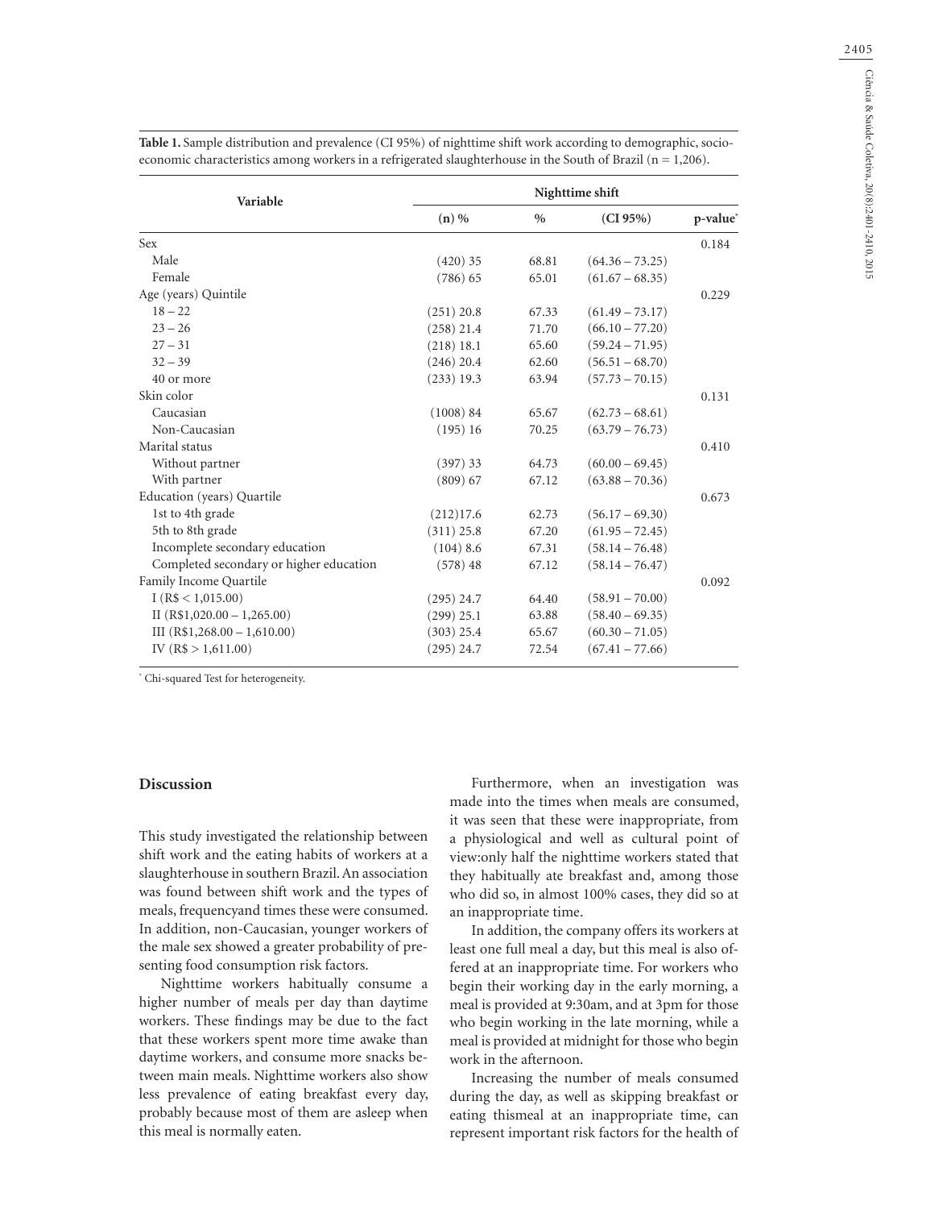**Table 1.** Sample distribution and prevalence (CI 95%) of nighttime shift work according to demographic, socio-economic characteristics among workers in a refrigerated slaughterhouse in the South of Brazil (n = 1,206).

| Variable | Nighttime shift | | | |
|---|---|---|---|---|
| | (n) % | % | (CI 95%) | p-value* |
| Sex | | | | 0.184 |
| Male | (420) 35 | 68.81 | (64.36 – 73.25) | |
| Female | (786) 65 | 65.01 | (61.67 – 68.35) | |
| Age (years) Quintile | | | | 0.229 |
| 18 – 22 | (251) 20.8 | 67.33 | (61.49 – 73.17) | |
| 23 – 26 | (258) 21.4 | 71.70 | (66.10 – 77.20) | |
| 27 – 31 | (218) 18.1 | 65.60 | (59.24 – 71.95) | |
| 32 – 39 | (246) 20.4 | 62.60 | (56.51 – 68.70) | |
| 40 or more | (233) 19.3 | 63.94 | (57.73 – 70.15) | |
| Skin color | | | | 0.131 |
| Caucasian | (1008) 84 | 65.67 | (62.73 – 68.61) | |
| Non-Caucasian | (195) 16 | 70.25 | (63.79 – 76.73) | |
| Marital status | | | | 0.410 |
| Without partner | (397) 33 | 64.73 | (60.00 – 69.45) | |
| With partner | (809) 67 | 67.12 | (63.88 – 70.36) | |
| Education (years) Quartile | | | | 0.673 |
| 1st to 4th grade | (212)17.6 | 62.73 | (56.17 – 69.30) | |
| 5th to 8th grade | (311) 25.8 | 67.20 | (61.95 – 72.45) | |
| Incomplete secondary education | (104) 8.6 | 67.31 | (58.14 – 76.48) | |
| Completed secondary or higher education | (578) 48 | 67.12 | (58.14 – 76.47) | |
| Family Income Quartile | | | | 0.092 |
| I (R$ < 1,015.00) | (295) 24.7 | 64.40 | (58.91 – 70.00) | |
| II (R$1,020.00 – 1,265.00) | (299) 25.1 | 63.88 | (58.40 – 69.35) | |
| III (R$1,268.00 – 1,610.00) | (303) 25.4 | 65.67 | (60.30 – 71.05) | |
| IV (R$ > 1,611.00) | (295) 24.7 | 72.54 | (67.41 – 77.66) | |

* Chi-squared Test for heterogeneity.

## Discussion

This study investigated the relationship between shift work and the eating habits of workers at a slaughterhouse in southern Brazil. An association was found between shift work and the types of meals, frequencyand times these were consumed. In addition, non-Caucasian, younger workers of the male sex showed a greater probability of presenting food consumption risk factors.

Nighttime workers habitually consume a higher number of meals per day than daytime workers. These findings may be due to the fact that these workers spent more time awake than daytime workers, and consume more snacks between main meals. Nighttime workers also show less prevalence of eating breakfast every day, probably because most of them are asleep when this meal is normally eaten.

Furthermore, when an investigation was made into the times when meals are consumed, it was seen that these were inappropriate, from a physiological and well as cultural point of view:only half the nighttime workers stated that they habitually ate breakfast and, among those who did so, in almost 100% cases, they did so at an inappropriate time.

In addition, the company offers its workers at least one full meal a day, but this meal is also offered at an inappropriate time. For workers who begin their working day in the early morning, a meal is provided at 9:30am, and at 3pm for those who begin working in the late morning, while a meal is provided at midnight for those who begin work in the afternoon.

Increasing the number of meals consumed during the day, as well as skipping breakfast or eating thismeal at an inappropriate time, can represent important risk factors for the health of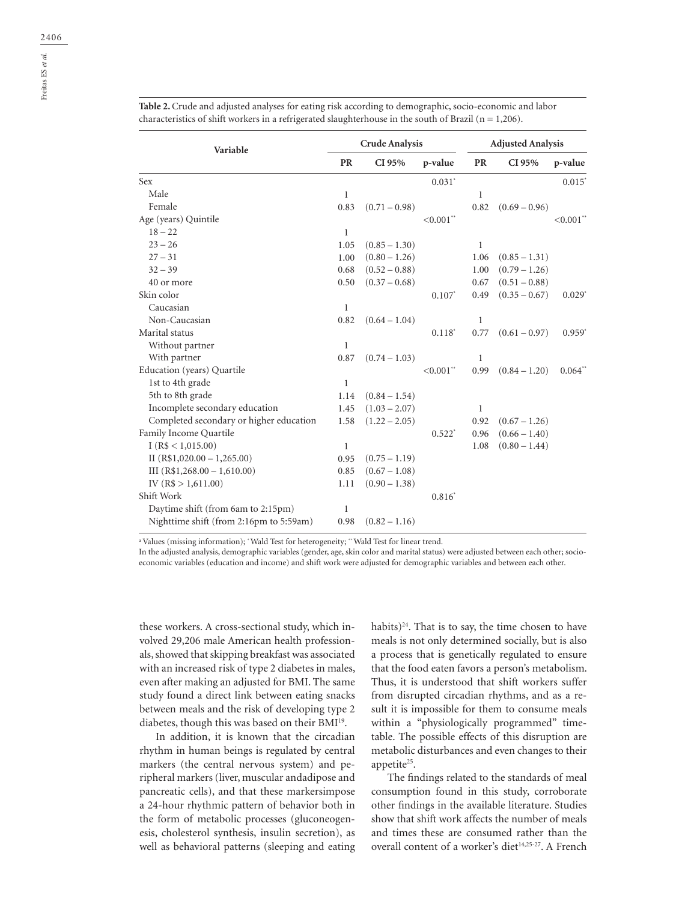**Table 2.** Crude and adjusted analyses for eating risk according to demographic, socio-economic and labor characteristics of shift workers in a refrigerated slaughterhouse in the south of Brazil (n = 1,206).

| Variable | Crude Analysis | | | Adjusted Analysis | | |
|---|---|---|---|---|---|---|
| | PR | CI 95% | p-value | PR | CI 95% | p-value |
| Sex | | | 0.031* | | | 0.015* |
| Male | 1 | | | 1 | | |
| Female | 0.83 | (0.71 – 0.98) | | 0.82 | (0.69 – 0.96) | |
| Age (years) Quintile | | | <0.001** | | | <0.001** |
| 18 – 22 | 1 | | | | | |
| 23 – 26 | 1.05 | (0.85 – 1.30) | | 1 | | |
| 27 – 31 | 1.00 | (0.80 – 1.26) | | 1.06 | (0.85 – 1.31) | |
| 32 – 39 | 0.68 | (0.52 – 0.88) | | 1.00 | (0.79 – 1.26) | |
| 40 or more | 0.50 | (0.37 – 0.68) | | 0.67 | (0.51 – 0.88) | |
| Skin color | | | 0.107* | 0.49 | (0.35 – 0.67) | 0.029* |
| Caucasian | 1 | | | | | |
| Non-Caucasian | 0.82 | (0.64 – 1.04) | | 1 | | |
| Marital status | | | 0.118* | 0.77 | (0.61 – 0.97) | 0.959* |
| Without partner | 1 | | | | | |
| With partner | 0.87 | (0.74 – 1.03) | | 1 | | |
| Education (years) Quartile | | | <0.001** | 0.99 | (0.84 – 1.20) | 0.064** |
| 1st to 4th grade | 1 | | | | | |
| 5th to 8th grade | 1.14 | (0.84 – 1.54) | | | | |
| Incomplete secondary education | 1.45 | (1.03 – 2.07) | | 1 | | |
| Completed secondary or higher education | 1.58 | (1.22 – 2.05) | | 0.92 | (0.67 – 1.26) | |
| Family Income Quartile | | | 0.522* | 0.96 | (0.66 – 1.40) | |
| I (R$ < 1,015.00) | 1 | | | 1.08 | (0.80 – 1.44) | |
| II (R$1,020.00 – 1,265.00) | 0.95 | (0.75 – 1.19) | | | | |
| III (R$1,268.00 – 1,610.00) | 0.85 | (0.67 – 1.08) | | | | |
| IV (R$ > 1,611.00) | 1.11 | (0.90 – 1.38) | | | | |
| Shift Work | | | 0.816* | | | |
| Daytime shift (from 6am to 2:15pm) | 1 | | | | | |
| Nighttime shift (from 2:16pm to 5:59am) | 0.98 | (0.82 – 1.16) | | | | |

[a] Values (missing information); * Wald Test for heterogeneity; ** Wald Test for linear trend.
In the adjusted analysis, demographic variables (gender, age, skin color and marital status) were adjusted between each other; socio-economic variables (education and income) and shift work were adjusted for demographic variables and between each other.

these workers. A cross-sectional study, which involved 29,206 male American health professionals, showed that skipping breakfast was associated with an increased risk of type 2 diabetes in males, even after making an adjusted for BMI. The same study found a direct link between eating snacks between meals and the risk of developing type 2 diabetes, though this was based on their BMI[19].

In addition, it is known that the circadian rhythm in human beings is regulated by central markers (the central nervous system) and peripheral markers (liver, muscular andadipose and pancreatic cells), and that these markersimpose a 24-hour rhythmic pattern of behavior both in the form of metabolic processes (gluconeogenesis, cholesterol synthesis, insulin secretion), as well as behavioral patterns (sleeping and eating habits)[24]. That is to say, the time chosen to have meals is not only determined socially, but is also a process that is genetically regulated to ensure that the food eaten favors a person's metabolism. Thus, it is understood that shift workers suffer from disrupted circadian rhythms, and as a result it is impossible for them to consume meals within a "physiologically programmed" timetable. The possible effects of this disruption are metabolic disturbances and even changes to their appetite[25].

The findings related to the standards of meal consumption found in this study, corroborate other findings in the available literature. Studies show that shift work affects the number of meals and times these are consumed rather than the overall content of a worker's diet[14,25-27]. A French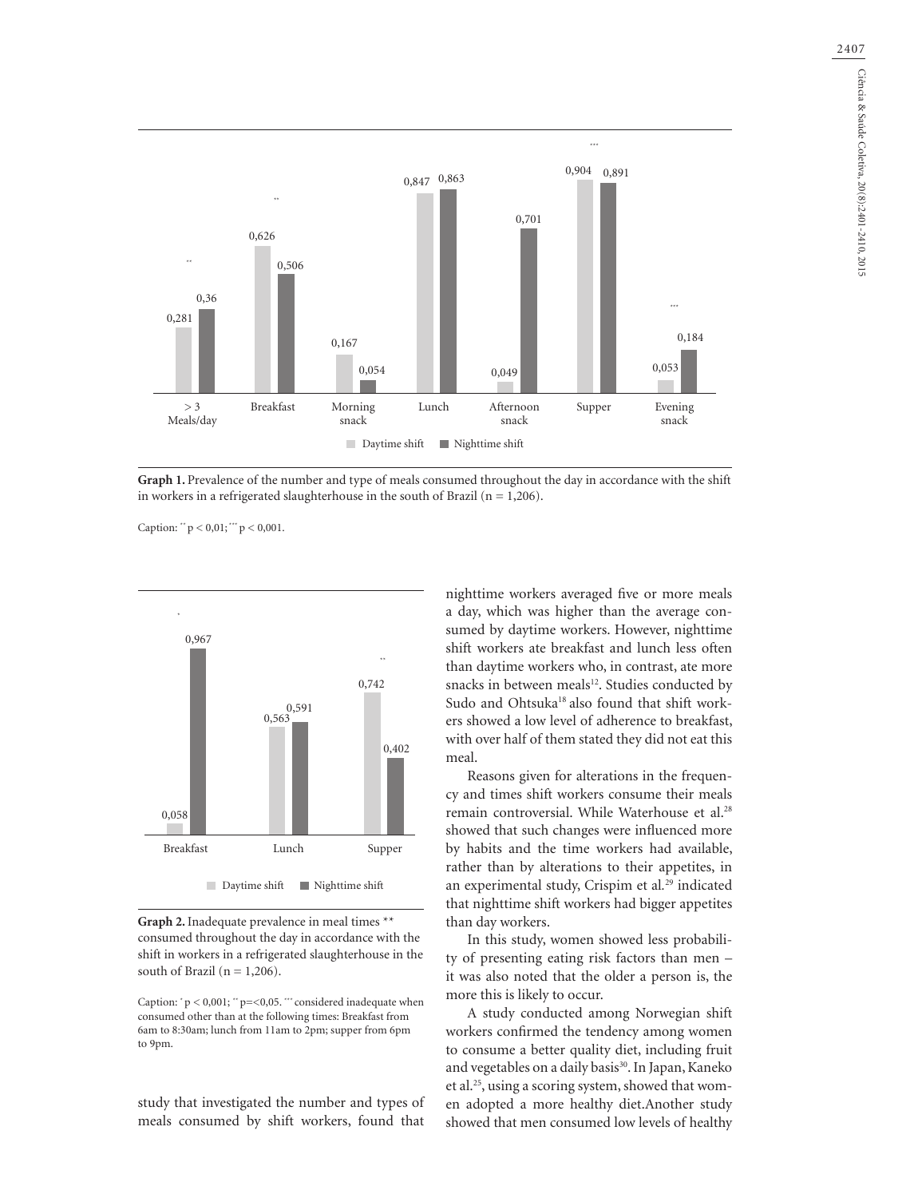**Graph 1.** Prevalence of the number and type of meals consumed throughout the day in accordance with the shift in workers in a refrigerated slaughterhouse in the south of Brazil (n = 1,206).

Caption: ** p < 0,01; *** p < 0,001.

**Graph 2.** Inadequate prevalence in meal times ** consumed throughout the day in accordance with the shift in workers in a refrigerated slaughterhouse in the south of Brazil (n = 1,206).

Caption: * p < 0,001; ** p=<0,05. *** considered inadequate when consumed other than at the following times: Breakfast from 6am to 8:30am; lunch from 11am to 2pm; supper from 6pm to 9pm.

study that investigated the number and types of meals consumed by shift workers, found that nighttime workers averaged five or more meals a day, which was higher than the average consumed by daytime workers. However, nighttime shift workers ate breakfast and lunch less often than daytime workers who, in contrast, ate more snacks in between meals[12]. Studies conducted by Sudo and Ohtsuka[18] also found that shift workers showed a low level of adherence to breakfast, with over half of them stated they did not eat this meal.

Reasons given for alterations in the frequency and times shift workers consume their meals remain controversial. While Waterhouse et al.[28] showed that such changes were influenced more by habits and the time workers had available, rather than by alterations to their appetites, in an experimental study, Crispim et al.[29] indicated that nighttime shift workers had bigger appetites than day workers.

In this study, women showed less probability of presenting eating risk factors than men – it was also noted that the older a person is, the more this is likely to occur.

A study conducted among Norwegian shift workers confirmed the tendency among women to consume a better quality diet, including fruit and vegetables on a daily basis[30]. In Japan, Kaneko et al.[25], using a scoring system, showed that women adopted a more healthy diet.Another study showed that men consumed low levels of healthy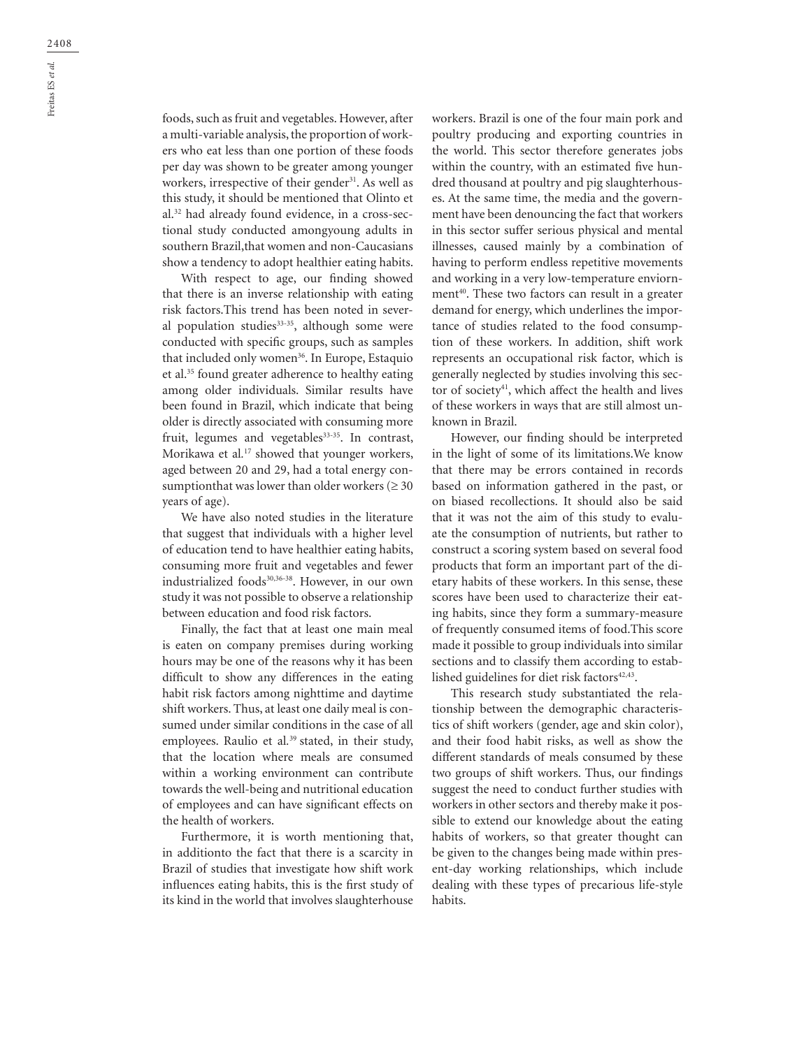foods, such as fruit and vegetables. However, after a multi-variable analysis, the proportion of workers who eat less than one portion of these foods per day was shown to be greater among younger workers, irrespective of their gender[31]. As well as this study, it should be mentioned that Olinto et al.[32] had already found evidence, in a cross-sectional study conducted amongyoung adults in southern Brazil,that women and non-Caucasians show a tendency to adopt healthier eating habits.

With respect to age, our finding showed that there is an inverse relationship with eating risk factors.This trend has been noted in several population studies[33-35], although some were conducted with specific groups, such as samples that included only women[36]. In Europe, Estaquio et al.[35] found greater adherence to healthy eating among older individuals. Similar results have been found in Brazil, which indicate that being older is directly associated with consuming more fruit, legumes and vegetables[33-35]. In contrast, Morikawa et al.[17] showed that younger workers, aged between 20 and 29, had a total energy consumptionthat was lower than older workers (≥ 30 years of age).

We have also noted studies in the literature that suggest that individuals with a higher level of education tend to have healthier eating habits, consuming more fruit and vegetables and fewer industrialized foods[30,36-38]. However, in our own study it was not possible to observe a relationship between education and food risk factors.

Finally, the fact that at least one main meal is eaten on company premises during working hours may be one of the reasons why it has been difficult to show any differences in the eating habit risk factors among nighttime and daytime shift workers. Thus, at least one daily meal is consumed under similar conditions in the case of all employees. Raulio et al.[39] stated, in their study, that the location where meals are consumed within a working environment can contribute towards the well-being and nutritional education of employees and can have significant effects on the health of workers.

Furthermore, it is worth mentioning that, in additionto the fact that there is a scarcity in Brazil of studies that investigate how shift work influences eating habits, this is the first study of its kind in the world that involves slaughterhouse workers. Brazil is one of the four main pork and poultry producing and exporting countries in the world. This sector therefore generates jobs within the country, with an estimated five hundred thousand at poultry and pig slaughterhouses. At the same time, the media and the government have been denouncing the fact that workers in this sector suffer serious physical and mental illnesses, caused mainly by a combination of having to perform endless repetitive movements and working in a very low-temperature enviornment[40]. These two factors can result in a greater demand for energy, which underlines the importance of studies related to the food consumption of these workers. In addition, shift work represents an occupational risk factor, which is generally neglected by studies involving this sector of society[41], which affect the health and lives of these workers in ways that are still almost unknown in Brazil.

However, our finding should be interpreted in the light of some of its limitations.We know that there may be errors contained in records based on information gathered in the past, or on biased recollections. It should also be said that it was not the aim of this study to evaluate the consumption of nutrients, but rather to construct a scoring system based on several food products that form an important part of the dietary habits of these workers. In this sense, these scores have been used to characterize their eating habits, since they form a summary-measure of frequently consumed items of food.This score made it possible to group individuals into similar sections and to classify them according to established guidelines for diet risk factors[42,43].

This research study substantiated the relationship between the demographic characteristics of shift workers (gender, age and skin color), and their food habit risks, as well as show the different standards of meals consumed by these two groups of shift workers. Thus, our findings suggest the need to conduct further studies with workers in other sectors and thereby make it possible to extend our knowledge about the eating habits of workers, so that greater thought can be given to the changes being made within present-day working relationships, which include dealing with these types of precarious life-style habits.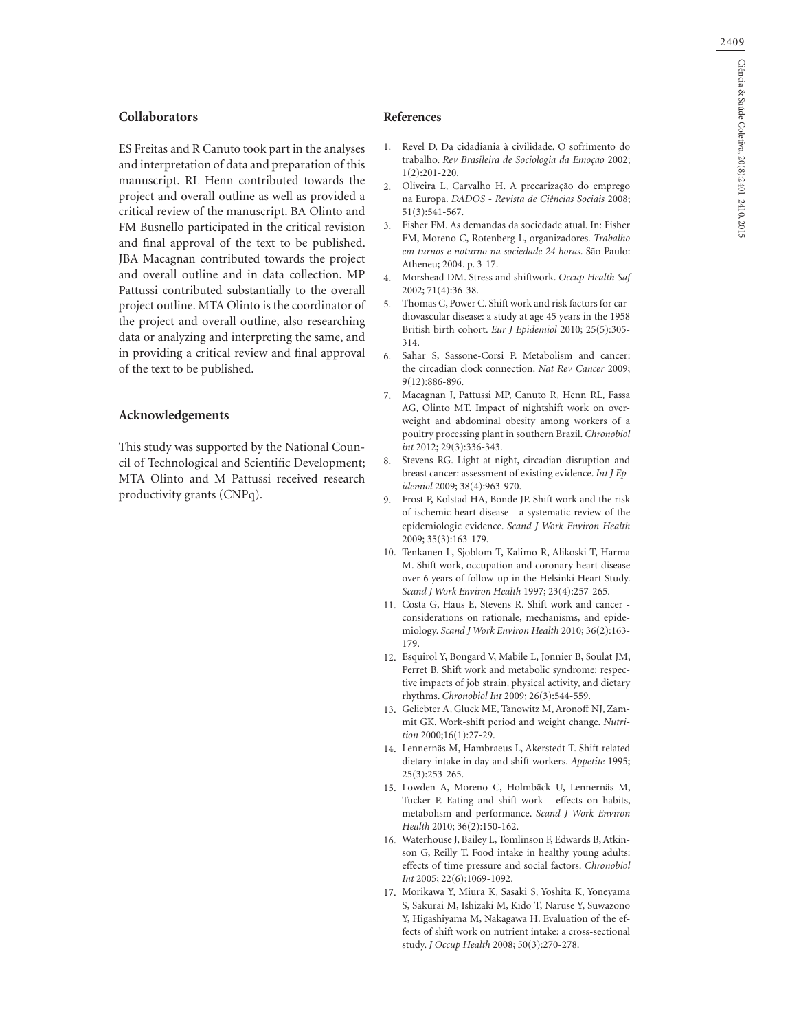## Collaborators

ES Freitas and R Canuto took part in the analyses and interpretation of data and preparation of this manuscript. RL Henn contributed towards the project and overall outline as well as provided a critical review of the manuscript. BA Olinto and FM Busnello participated in the critical revision and final approval of the text to be published. JBA Macagnan contributed towards the project and overall outline and in data collection. MP Pattussi contributed substantially to the overall project outline. MTA Olinto is the coordinator of the project and overall outline, also researching data or analyzing and interpreting the same, and in providing a critical review and final approval of the text to be published.

## Acknowledgements

This study was supported by the National Council of Technological and Scientific Development; MTA Olinto and M Pattussi received research productivity grants (CNPq).

## References

1. Revel D. Da cidadiania à civilidade. O sofrimento do trabalho. *Rev Brasileira de Sociologia da Emoção* 2002; 1(2):201-220.
2. Oliveira L, Carvalho H. A precarização do emprego na Europa. *DADOS - Revista de Ciências Sociais* 2008; 51(3):541-567.
3. Fisher FM. As demandas da sociedade atual. In: Fisher FM, Moreno C, Rotenberg L, organizadores. *Trabalho em turnos e noturno na sociedade 24 horas*. São Paulo: Atheneu; 2004. p. 3-17.
4. Morshead DM. Stress and shiftwork. *Occup Health Saf* 2002; 71(4):36-38.
5. Thomas C, Power C. Shift work and risk factors for cardiovascular disease: a study at age 45 years in the 1958 British birth cohort. *Eur J Epidemiol* 2010; 25(5):305-314.
6. Sahar S, Sassone-Corsi P. Metabolism and cancer: the circadian clock connection. *Nat Rev Cancer* 2009; 9(12):886-896.
7. Macagnan J, Pattussi MP, Canuto R, Henn RL, Fassa AG, Olinto MT. Impact of nightshift work on overweight and abdominal obesity among workers of a poultry processing plant in southern Brazil. *Chronobiol int* 2012; 29(3):336-343.
8. Stevens RG. Light-at-night, circadian disruption and breast cancer: assessment of existing evidence. *Int J Epidemiol* 2009; 38(4):963-970.
9. Frost P, Kolstad HA, Bonde JP. Shift work and the risk of ischemic heart disease - a systematic review of the epidemiologic evidence. *Scand J Work Environ Health* 2009; 35(3):163-179.
10. Tenkanen L, Sjoblom T, Kalimo R, Alikoski T, Harma M. Shift work, occupation and coronary heart disease over 6 years of follow-up in the Helsinki Heart Study. *Scand J Work Environ Health* 1997; 23(4):257-265.
11. Costa G, Haus E, Stevens R. Shift work and cancer - considerations on rationale, mechanisms, and epidemiology. *Scand J Work Environ Health* 2010; 36(2):163-179.
12. Esquirol Y, Bongard V, Mabile L, Jonnier B, Soulat JM, Perret B. Shift work and metabolic syndrome: respective impacts of job strain, physical activity, and dietary rhythms. *Chronobiol Int* 2009; 26(3):544-559.
13. Geliebter A, Gluck ME, Tanowitz M, Aronoff NJ, Zammit GK. Work-shift period and weight change. *Nutrition* 2000;16(1):27-29.
14. Lennernäs M, Hambraeus L, Akerstedt T. Shift related dietary intake in day and shift workers. *Appetite* 1995; 25(3):253-265.
15. Lowden A, Moreno C, Holmbäck U, Lennernäs M, Tucker P. Eating and shift work - effects on habits, metabolism and performance. *Scand J Work Environ Health* 2010; 36(2):150-162.
16. Waterhouse J, Bailey L, Tomlinson F, Edwards B, Atkinson G, Reilly T. Food intake in healthy young adults: effects of time pressure and social factors. *Chronobiol Int* 2005; 22(6):1069-1092.
17. Morikawa Y, Miura K, Sasaki S, Yoshita K, Yoneyama S, Sakurai M, Ishizaki M, Kido T, Naruse Y, Suwazono Y, Higashiyama M, Nakagawa H. Evaluation of the effects of shift work on nutrient intake: a cross-sectional study. *J Occup Health* 2008; 50(3):270-278.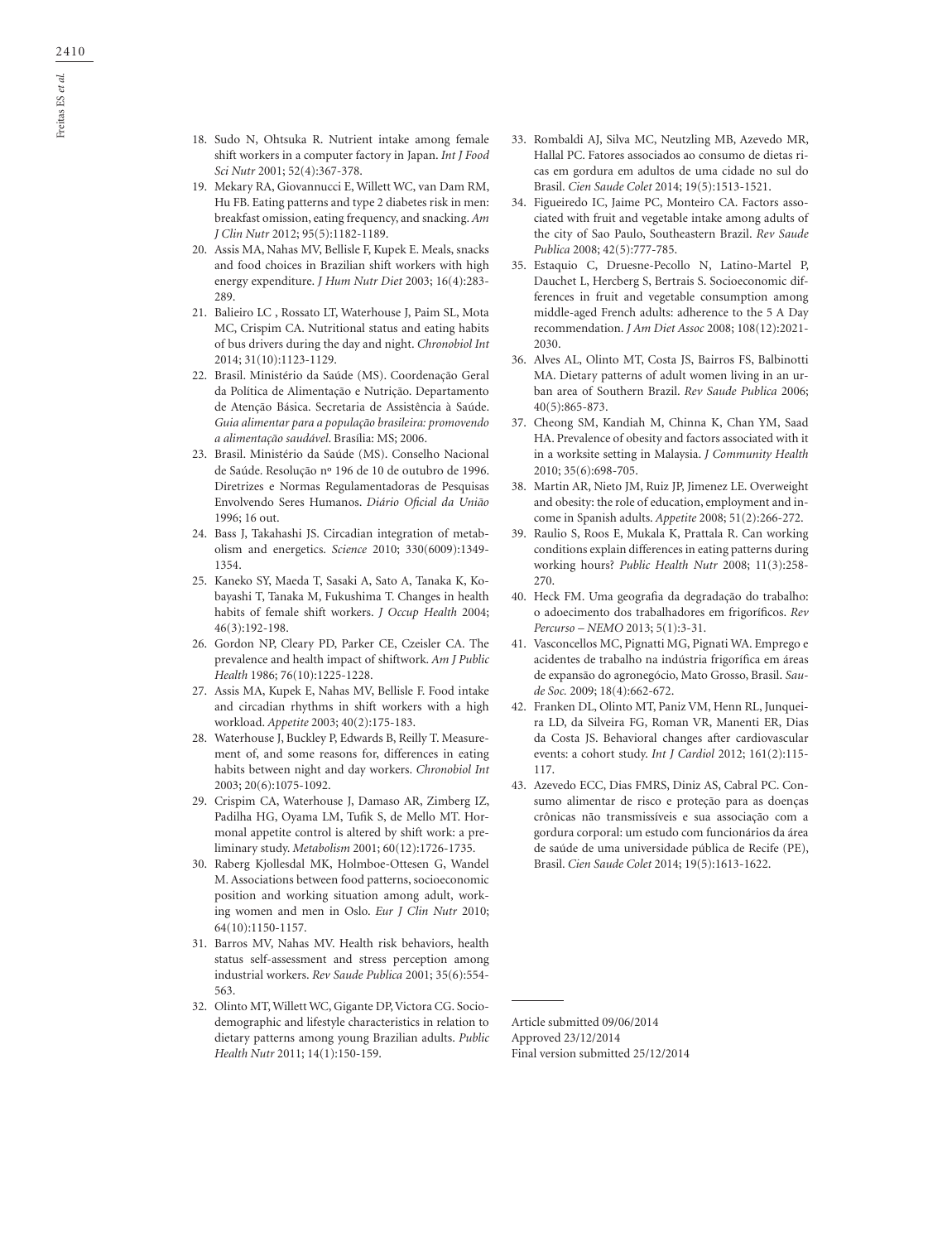18. Sudo N, Ohtsuka R. Nutrient intake among female shift workers in a computer factory in Japan. *Int J Food Sci Nutr* 2001; 52(4):367-378.
19. Mekary RA, Giovannucci E, Willett WC, van Dam RM, Hu FB. Eating patterns and type 2 diabetes risk in men: breakfast omission, eating frequency, and snacking. *Am J Clin Nutr* 2012; 95(5):1182-1189.
20. Assis MA, Nahas MV, Bellisle F, Kupek E. Meals, snacks and food choices in Brazilian shift workers with high energy expenditure. *J Hum Nutr Diet* 2003; 16(4):283-289.
21. Balieiro LC , Rossato LT, Waterhouse J, Paim SL, Mota MC, Crispim CA. Nutritional status and eating habits of bus drivers during the day and night. *Chronobiol Int* 2014; 31(10):1123-1129.
22. Brasil. Ministério da Saúde (MS). Coordenação Geral da Política de Alimentação e Nutrição. Departamento de Atenção Básica. Secretaria de Assistência à Saúde. *Guia alimentar para a população brasileira: promovendo a alimentação saudável*. Brasília: MS; 2006.
23. Brasil. Ministério da Saúde (MS). Conselho Nacional de Saúde. Resolução nº 196 de 10 de outubro de 1996. Diretrizes e Normas Regulamentadoras de Pesquisas Envolvendo Seres Humanos. *Diário Oficial da União* 1996; 16 out.
24. Bass J, Takahashi JS. Circadian integration of metabolism and energetics. *Science* 2010; 330(6009):1349-1354.
25. Kaneko SY, Maeda T, Sasaki A, Sato A, Tanaka K, Kobayashi T, Tanaka M, Fukushima T. Changes in health habits of female shift workers. *J Occup Health* 2004; 46(3):192-198.
26. Gordon NP, Cleary PD, Parker CE, Czeisler CA. The prevalence and health impact of shiftwork. *Am J Public Health* 1986; 76(10):1225-1228.
27. Assis MA, Kupek E, Nahas MV, Bellisle F. Food intake and circadian rhythms in shift workers with a high workload. *Appetite* 2003; 40(2):175-183.
28. Waterhouse J, Buckley P, Edwards B, Reilly T. Measurement of, and some reasons for, differences in eating habits between night and day workers. *Chronobiol Int* 2003; 20(6):1075-1092.
29. Crispim CA, Waterhouse J, Damaso AR, Zimberg IZ, Padilha HG, Oyama LM, Tufik S, de Mello MT. Hormonal appetite control is altered by shift work: a preliminary study. *Metabolism* 2001; 60(12):1726-1735.
30. Raberg Kjollesdal MK, Holmboe-Ottesen G, Wandel M. Associations between food patterns, socioeconomic position and working situation among adult, working women and men in Oslo. *Eur J Clin Nutr* 2010; 64(10):1150-1157.
31. Barros MV, Nahas MV. Health risk behaviors, health status self-assessment and stress perception among industrial workers. *Rev Saude Publica* 2001; 35(6):554-563.
32. Olinto MT, Willett WC, Gigante DP, Victora CG. Sociodemographic and lifestyle characteristics in relation to dietary patterns among young Brazilian adults. *Public Health Nutr* 2011; 14(1):150-159.
33. Rombaldi AJ, Silva MC, Neutzling MB, Azevedo MR, Hallal PC. Fatores associados ao consumo de dietas ricas em gordura em adultos de uma cidade no sul do Brasil. *Cien Saude Colet* 2014; 19(5):1513-1521.
34. Figueiredo IC, Jaime PC, Monteiro CA. Factors associated with fruit and vegetable intake among adults of the city of Sao Paulo, Southeastern Brazil. *Rev Saude Publica* 2008; 42(5):777-785.
35. Estaquio C, Druesne-Pecollo N, Latino-Martel P, Dauchet L, Hercberg S, Bertrais S. Socioeconomic differences in fruit and vegetable consumption among middle-aged French adults: adherence to the 5 A Day recommendation. *J Am Diet Assoc* 2008; 108(12):2021-2030.
36. Alves AL, Olinto MT, Costa JS, Bairros FS, Balbinotti MA. Dietary patterns of adult women living in an urban area of Southern Brazil. *Rev Saude Publica* 2006; 40(5):865-873.
37. Cheong SM, Kandiah M, Chinna K, Chan YM, Saad HA. Prevalence of obesity and factors associated with it in a worksite setting in Malaysia. *J Community Health* 2010; 35(6):698-705.
38. Martin AR, Nieto JM, Ruiz JP, Jimenez LE. Overweight and obesity: the role of education, employment and income in Spanish adults. *Appetite* 2008; 51(2):266-272.
39. Raulio S, Roos E, Mukala K, Prattala R. Can working conditions explain differences in eating patterns during working hours? *Public Health Nutr* 2008; 11(3):258-270.
40. Heck FM. Uma geografia da degradação do trabalho: o adoecimento dos trabalhadores em frigoríficos. *Rev Percurso – NEMO* 2013; 5(1):3-31.
41. Vasconcellos MC, Pignatti MG, Pignati WA. Emprego e acidentes de trabalho na indústria frigorífica em áreas de expansão do agronegócio, Mato Grosso, Brasil. *Saude Soc.* 2009; 18(4):662-672.
42. Franken DL, Olinto MT, Paniz VM, Henn RL, Junqueira LD, da Silveira FG, Roman VR, Manenti ER, Dias da Costa JS. Behavioral changes after cardiovascular events: a cohort study. *Int J Cardiol* 2012; 161(2):115-117.
43. Azevedo ECC, Dias FMRS, Diniz AS, Cabral PC. Consumo alimentar de risco e proteção para as doenças crônicas não transmissíveis e sua associação com a gordura corporal: um estudo com funcionários da área de saúde de uma universidade pública de Recife (PE), Brasil. *Cien Saude Colet* 2014; 19(5):1613-1622.

---

Article submitted 09/06/2014
Approved 23/12/2014
Final version submitted 25/12/2014